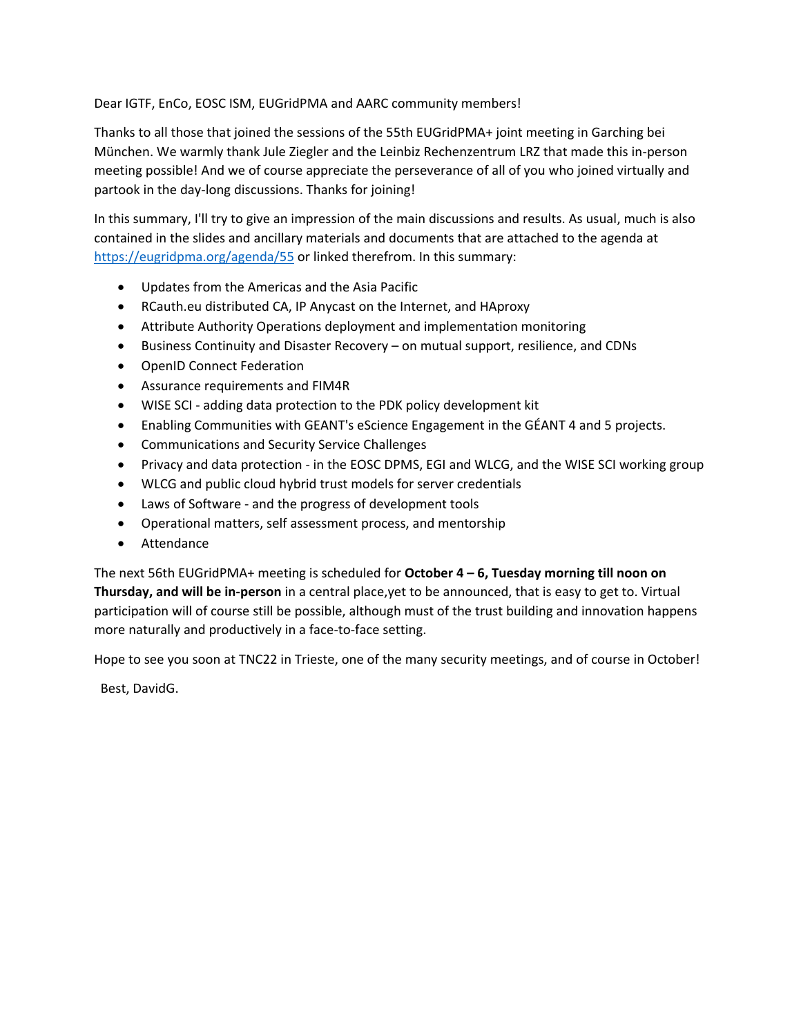Dear IGTF, EnCo, EOSC ISM, EUGridPMA and AARC community members!

Thanks to all those that joined the sessions of the 55th EUGridPMA+ joint meeting in Garching bei München. We warmly thank Jule Ziegler and the Leinbiz Rechenzentrum LRZ that made this in-person meeting possible! And we of course appreciate the perseverance of all of you who joined virtually and partook in the day-long discussions. Thanks for joining!

In this summary, I'll try to give an impression of the main discussions and results. As usual, much is also contained in the slides and ancillary materials and documents that are attached to the agenda at https://eugridpma.org/agenda/55 or linked therefrom. In this summary:

- Updates from the Americas and the Asia Pacific
- RCauth.eu distributed CA, IP Anycast on the Internet, and HAproxy
- Attribute Authority Operations deployment and implementation monitoring
- Business Continuity and Disaster Recovery – on mutual support, resilience, and CDNs
- OpenID Connect Federation
- Assurance requirements and FIM4R
- WISE SCI - adding data protection to the PDK policy development kit
- Enabling Communities with GEANT's eScience Engagement in the GÉANT 4 and 5 projects.
- Communications and Security Service Challenges
- Privacy and data protection - in the EOSC DPMS, EGI and WLCG, and the WISE SCI working group
- WLCG and public cloud hybrid trust models for server credentials
- Laws of Software - and the progress of development tools
- Operational matters, self assessment process, and mentorship
- Attendance

The next 56th EUGridPMA+ meeting is scheduled for **October 4 – 6, Tuesday morning till noon on Thursday, and will be in-person** in a central place,yet to be announced, that is easy to get to. Virtual participation will of course still be possible, although must of the trust building and innovation happens more naturally and productively in a face-to-face setting.

Hope to see you soon at TNC22 in Trieste, one of the many security meetings, and of course in October!

Best, DavidG.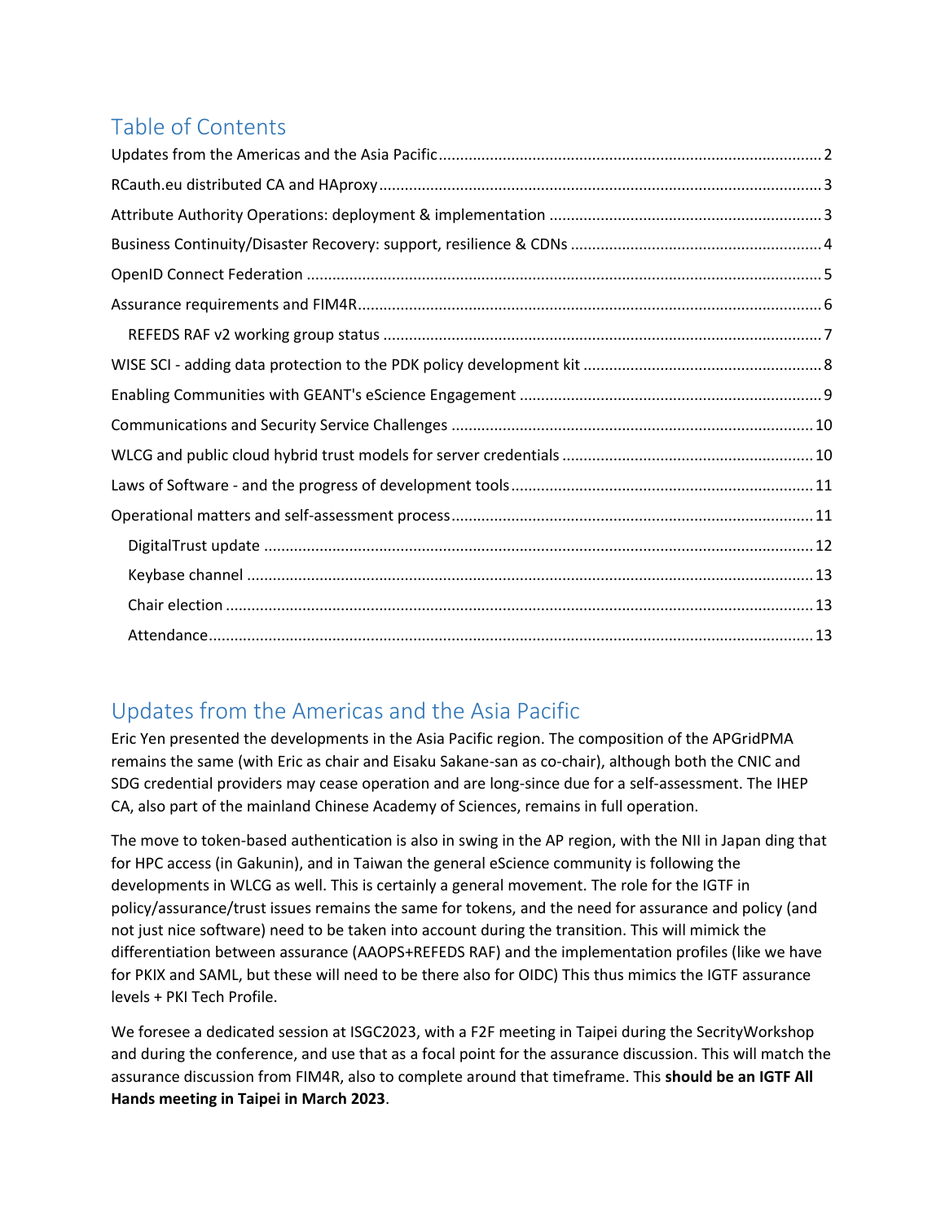# Table of Contents

Updates from the Americas and the Asia Pacific ........ 2
RCauth.eu distributed CA and HAproxy ........ 3
Attribute Authority Operations: deployment & implementation ........ 3
Business Continuity/Disaster Recovery: support, resilience & CDNs ........ 4
OpenID Connect Federation ........ 5
Assurance requirements and FIM4R ........ 6
- REFEDS RAF v2 working group status ........ 7

WISE SCI - adding data protection to the PDK policy development kit ........ 8
Enabling Communities with GEANT's eScience Engagement ........ 9
Communications and Security Service Challenges ........ 10
WLCG and public cloud hybrid trust models for server credentials ........ 10
Laws of Software - and the progress of development tools ........ 11
Operational matters and self-assessment process ........ 11
- DigitalTrust update ........ 12
- Keybase channel ........ 13
- Chair election ........ 13
- Attendance ........ 13

# Updates from the Americas and the Asia Pacific

Eric Yen presented the developments in the Asia Pacific region. The composition of the APGridPMA remains the same (with Eric as chair and Eisaku Sakane-san as co-chair), although both the CNIC and SDG credential providers may cease operation and are long-since due for a self-assessment. The IHEP CA, also part of the mainland Chinese Academy of Sciences, remains in full operation.

The move to token-based authentication is also in swing in the AP region, with the NII in Japan ding that for HPC access (in Gakunin), and in Taiwan the general eScience community is following the developments in WLCG as well. This is certainly a general movement. The role for the IGTF in policy/assurance/trust issues remains the same for tokens, and the need for assurance and policy (and not just nice software) need to be taken into account during the transition. This will mimick the differentiation between assurance (AAOPS+REFEDS RAF) and the implementation profiles (like we have for PKIX and SAML, but these will need to be there also for OIDC) This thus mimics the IGTF assurance levels + PKI Tech Profile.

We foresee a dedicated session at ISGC2023, with a F2F meeting in Taipei during the SecrityWorkshop and during the conference, and use that as a focal point for the assurance discussion. This will match the assurance discussion from FIM4R, also to complete around that timeframe. This **should be an IGTF All Hands meeting in Taipei in March 2023**.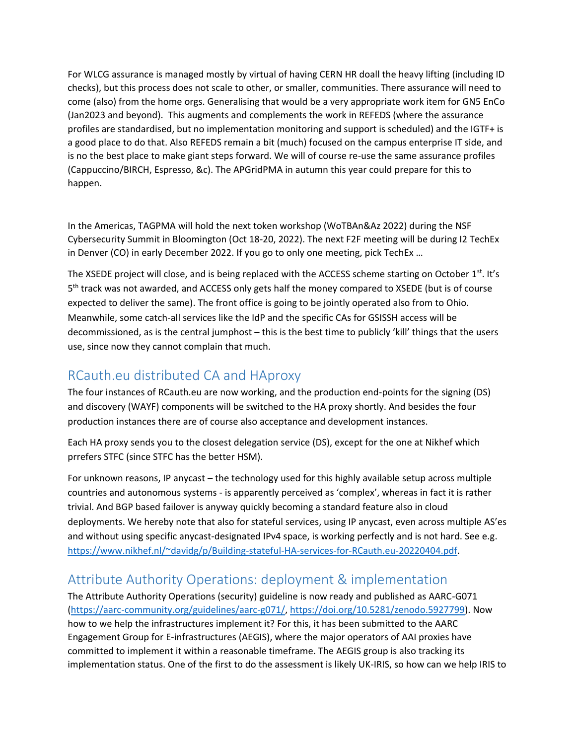For WLCG assurance is managed mostly by virtual of having CERN HR doall the heavy lifting (including ID checks), but this process does not scale to other, or smaller, communities. There assurance will need to come (also) from the home orgs. Generalising that would be a very appropriate work item for GN5 EnCo (Jan2023 and beyond). This augments and complements the work in REFEDS (where the assurance profiles are standardised, but no implementation monitoring and support is scheduled) and the IGTF+ is a good place to do that. Also REFEDS remain a bit (much) focused on the campus enterprise IT side, and is no the best place to make giant steps forward. We will of course re-use the same assurance profiles (Cappuccino/BIRCH, Espresso, &c). The APGridPMA in autumn this year could prepare for this to happen.

In the Americas, TAGPMA will hold the next token workshop (WoTBAn&Az 2022) during the NSF Cybersecurity Summit in Bloomington (Oct 18-20, 2022). The next F2F meeting will be during I2 TechEx in Denver (CO) in early December 2022. If you go to only one meeting, pick TechEx …

The XSEDE project will close, and is being replaced with the ACCESS scheme starting on October 1st. It's 5th track was not awarded, and ACCESS only gets half the money compared to XSEDE (but is of course expected to deliver the same). The front office is going to be jointly operated also from to Ohio. Meanwhile, some catch-all services like the IdP and the specific CAs for GSISSH access will be decommissioned, as is the central jumphost – this is the best time to publicly 'kill' things that the users use, since now they cannot complain that much.

## RCauth.eu distributed CA and HAproxy

The four instances of RCauth.eu are now working, and the production end-points for the signing (DS) and discovery (WAYF) components will be switched to the HA proxy shortly. And besides the four production instances there are of course also acceptance and development instances.

Each HA proxy sends you to the closest delegation service (DS), except for the one at Nikhef which prrefers STFC (since STFC has the better HSM).

For unknown reasons, IP anycast – the technology used for this highly available setup across multiple countries and autonomous systems - is apparently perceived as 'complex', whereas in fact it is rather trivial. And BGP based failover is anyway quickly becoming a standard feature also in cloud deployments. We hereby note that also for stateful services, using IP anycast, even across multiple AS'es and without using specific anycast-designated IPv4 space, is working perfectly and is not hard. See e.g. https://www.nikhef.nl/~davidg/p/Building-stateful-HA-services-for-RCauth.eu-20220404.pdf.

## Attribute Authority Operations: deployment & implementation

The Attribute Authority Operations (security) guideline is now ready and published as AARC-G071 (https://aarc-community.org/guidelines/aarc-g071/, https://doi.org/10.5281/zenodo.5927799). Now how to we help the infrastructures implement it? For this, it has been submitted to the AARC Engagement Group for E-infrastructures (AEGIS), where the major operators of AAI proxies have committed to implement it within a reasonable timeframe. The AEGIS group is also tracking its implementation status. One of the first to do the assessment is likely UK-IRIS, so how can we help IRIS to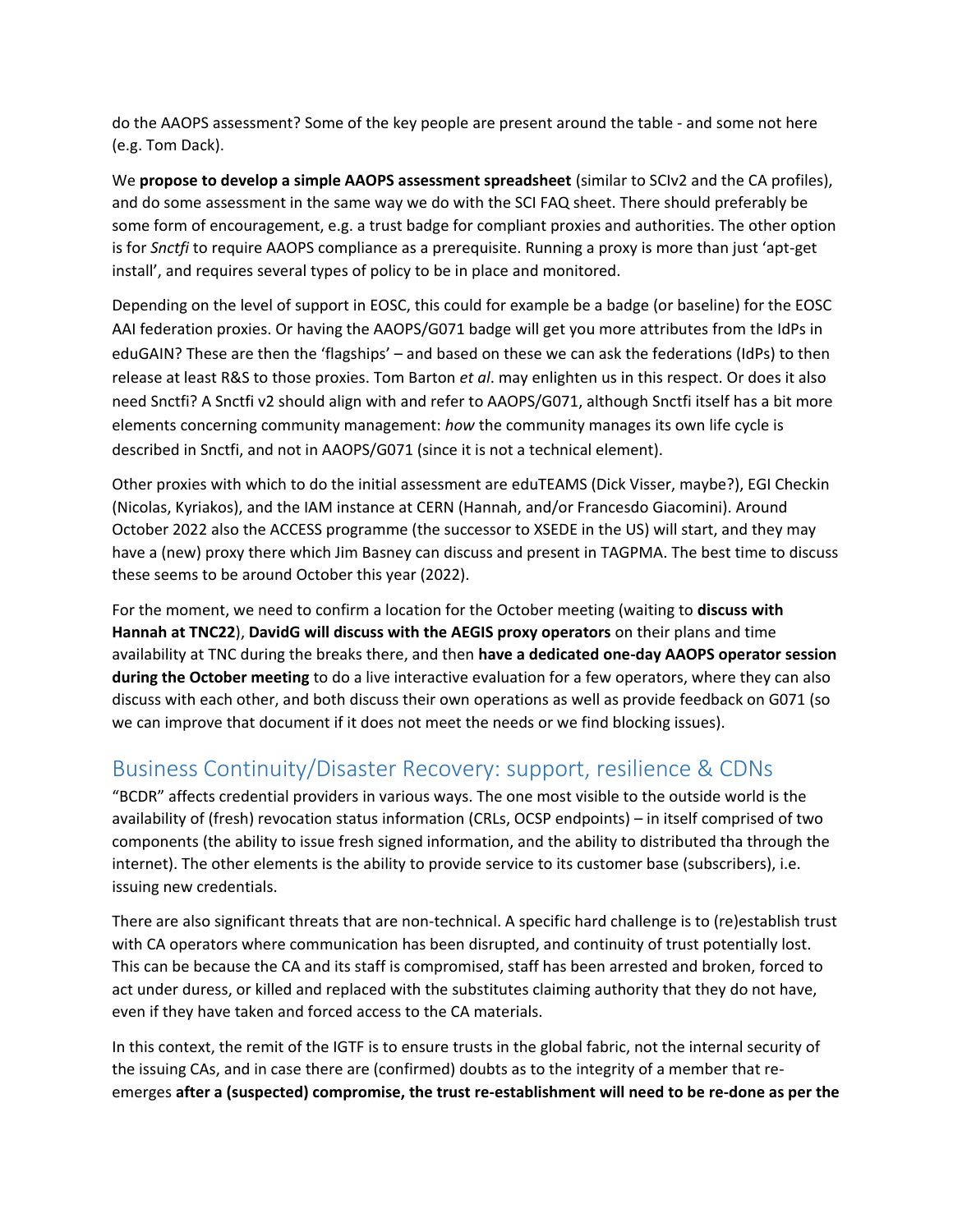do the AAOPS assessment? Some of the key people are present around the table - and some not here (e.g. Tom Dack).

We **propose to develop a simple AAOPS assessment spreadsheet** (similar to SCIv2 and the CA profiles), and do some assessment in the same way we do with the SCI FAQ sheet. There should preferably be some form of encouragement, e.g. a trust badge for compliant proxies and authorities. The other option is for *Snctfi* to require AAOPS compliance as a prerequisite. Running a proxy is more than just 'apt-get install', and requires several types of policy to be in place and monitored.

Depending on the level of support in EOSC, this could for example be a badge (or baseline) for the EOSC AAI federation proxies. Or having the AAOPS/G071 badge will get you more attributes from the IdPs in eduGAIN? These are then the 'flagships' – and based on these we can ask the federations (IdPs) to then release at least R&S to those proxies. Tom Barton *et al*. may enlighten us in this respect. Or does it also need Snctfi? A Snctfi v2 should align with and refer to AAOPS/G071, although Snctfi itself has a bit more elements concerning community management: *how* the community manages its own life cycle is described in Snctfi, and not in AAOPS/G071 (since it is not a technical element).

Other proxies with which to do the initial assessment are eduTEAMS (Dick Visser, maybe?), EGI Checkin (Nicolas, Kyriakos), and the IAM instance at CERN (Hannah, and/or Francesdo Giacomini). Around October 2022 also the ACCESS programme (the successor to XSEDE in the US) will start, and they may have a (new) proxy there which Jim Basney can discuss and present in TAGPMA. The best time to discuss these seems to be around October this year (2022).

For the moment, we need to confirm a location for the October meeting (waiting to **discuss with Hannah at TNC22**), **DavidG will discuss with the AEGIS proxy operators** on their plans and time availability at TNC during the breaks there, and then **have a dedicated one-day AAOPS operator session during the October meeting** to do a live interactive evaluation for a few operators, where they can also discuss with each other, and both discuss their own operations as well as provide feedback on G071 (so we can improve that document if it does not meet the needs or we find blocking issues).

## Business Continuity/Disaster Recovery: support, resilience & CDNs

"BCDR" affects credential providers in various ways. The one most visible to the outside world is the availability of (fresh) revocation status information (CRLs, OCSP endpoints) – in itself comprised of two components (the ability to issue fresh signed information, and the ability to distributed tha through the internet). The other elements is the ability to provide service to its customer base (subscribers), i.e. issuing new credentials.

There are also significant threats that are non-technical. A specific hard challenge is to (re)establish trust with CA operators where communication has been disrupted, and continuity of trust potentially lost. This can be because the CA and its staff is compromised, staff has been arrested and broken, forced to act under duress, or killed and replaced with the substitutes claiming authority that they do not have, even if they have taken and forced access to the CA materials.

In this context, the remit of the IGTF is to ensure trusts in the global fabric, not the internal security of the issuing CAs, and in case there are (confirmed) doubts as to the integrity of a member that re-emerges **after a (suspected) compromise, the trust re-establishment will need to be re-done as per the**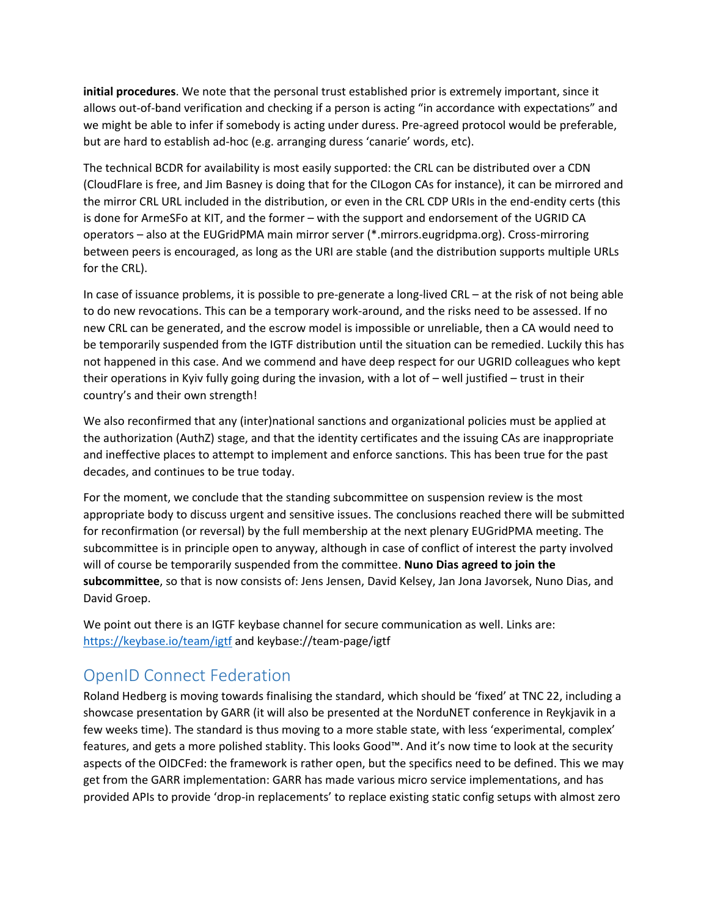**initial procedures**. We note that the personal trust established prior is extremely important, since it allows out-of-band verification and checking if a person is acting "in accordance with expectations" and we might be able to infer if somebody is acting under duress. Pre-agreed protocol would be preferable, but are hard to establish ad-hoc (e.g. arranging duress 'canarie' words, etc).

The technical BCDR for availability is most easily supported: the CRL can be distributed over a CDN (CloudFlare is free, and Jim Basney is doing that for the CILogon CAs for instance), it can be mirrored and the mirror CRL URL included in the distribution, or even in the CRL CDP URIs in the end-endity certs (this is done for ArmeSFo at KIT, and the former – with the support and endorsement of the UGRID CA operators – also at the EUGridPMA main mirror server (*.mirrors.eugridpma.org). Cross-mirroring between peers is encouraged, as long as the URI are stable (and the distribution supports multiple URLs for the CRL).

In case of issuance problems, it is possible to pre-generate a long-lived CRL – at the risk of not being able to do new revocations. This can be a temporary work-around, and the risks need to be assessed. If no new CRL can be generated, and the escrow model is impossible or unreliable, then a CA would need to be temporarily suspended from the IGTF distribution until the situation can be remedied. Luckily this has not happened in this case. And we commend and have deep respect for our UGRID colleagues who kept their operations in Kyiv fully going during the invasion, with a lot of – well justified – trust in their country's and their own strength!

We also reconfirmed that any (inter)national sanctions and organizational policies must be applied at the authorization (AuthZ) stage, and that the identity certificates and the issuing CAs are inappropriate and ineffective places to attempt to implement and enforce sanctions. This has been true for the past decades, and continues to be true today.

For the moment, we conclude that the standing subcommittee on suspension review is the most appropriate body to discuss urgent and sensitive issues. The conclusions reached there will be submitted for reconfirmation (or reversal) by the full membership at the next plenary EUGridPMA meeting. The subcommittee is in principle open to anyway, although in case of conflict of interest the party involved will of course be temporarily suspended from the committee. **Nuno Dias agreed to join the subcommittee**, so that is now consists of: Jens Jensen, David Kelsey, Jan Jona Javorsek, Nuno Dias, and David Groep.

We point out there is an IGTF keybase channel for secure communication as well. Links are: https://keybase.io/team/igtf and keybase://team-page/igtf

## OpenID Connect Federation

Roland Hedberg is moving towards finalising the standard, which should be 'fixed' at TNC 22, including a showcase presentation by GARR (it will also be presented at the NorduNET conference in Reykjavik in a few weeks time). The standard is thus moving to a more stable state, with less 'experimental, complex' features, and gets a more polished stablity. This looks Good™. And it's now time to look at the security aspects of the OIDCFed: the framework is rather open, but the specifics need to be defined. This we may get from the GARR implementation: GARR has made various micro service implementations, and has provided APIs to provide 'drop-in replacements' to replace existing static config setups with almost zero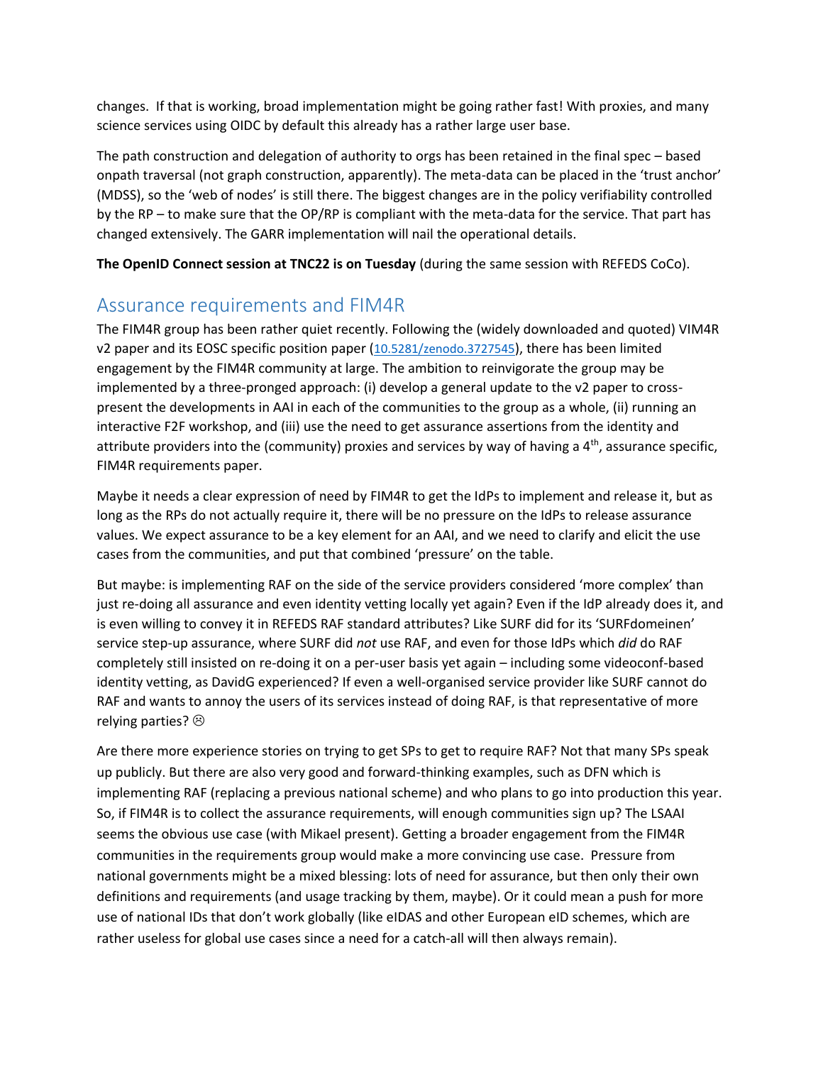changes. If that is working, broad implementation might be going rather fast! With proxies, and many science services using OIDC by default this already has a rather large user base.

The path construction and delegation of authority to orgs has been retained in the final spec – based onpath traversal (not graph construction, apparently). The meta-data can be placed in the 'trust anchor' (MDSS), so the 'web of nodes' is still there. The biggest changes are in the policy verifiability controlled by the RP – to make sure that the OP/RP is compliant with the meta-data for the service. That part has changed extensively. The GARR implementation will nail the operational details.

**The OpenID Connect session at TNC22 is on Tuesday** (during the same session with REFEDS CoCo).

## Assurance requirements and FIM4R

The FIM4R group has been rather quiet recently. Following the (widely downloaded and quoted) VIM4R v2 paper and its EOSC specific position paper (10.5281/zenodo.3727545), there has been limited engagement by the FIM4R community at large. The ambition to reinvigorate the group may be implemented by a three-pronged approach: (i) develop a general update to the v2 paper to cross-present the developments in AAI in each of the communities to the group as a whole, (ii) running an interactive F2F workshop, and (iii) use the need to get assurance assertions from the identity and attribute providers into the (community) proxies and services by way of having a 4th, assurance specific, FIM4R requirements paper.

Maybe it needs a clear expression of need by FIM4R to get the IdPs to implement and release it, but as long as the RPs do not actually require it, there will be no pressure on the IdPs to release assurance values. We expect assurance to be a key element for an AAI, and we need to clarify and elicit the use cases from the communities, and put that combined 'pressure' on the table.

But maybe: is implementing RAF on the side of the service providers considered 'more complex' than just re-doing all assurance and even identity vetting locally yet again? Even if the IdP already does it, and is even willing to convey it in REFEDS RAF standard attributes? Like SURF did for its 'SURFdomeinen' service step-up assurance, where SURF did *not* use RAF, and even for those IdPs which *did* do RAF completely still insisted on re-doing it on a per-user basis yet again – including some videoconf-based identity vetting, as DavidG experienced? If even a well-organised service provider like SURF cannot do RAF and wants to annoy the users of its services instead of doing RAF, is that representative of more relying parties? ☹

Are there more experience stories on trying to get SPs to get to require RAF? Not that many SPs speak up publicly. But there are also very good and forward-thinking examples, such as DFN which is implementing RAF (replacing a previous national scheme) and who plans to go into production this year. So, if FIM4R is to collect the assurance requirements, will enough communities sign up? The LSAAI seems the obvious use case (with Mikael present). Getting a broader engagement from the FIM4R communities in the requirements group would make a more convincing use case. Pressure from national governments might be a mixed blessing: lots of need for assurance, but then only their own definitions and requirements (and usage tracking by them, maybe). Or it could mean a push for more use of national IDs that don't work globally (like eIDAS and other European eID schemes, which are rather useless for global use cases since a need for a catch-all will then always remain).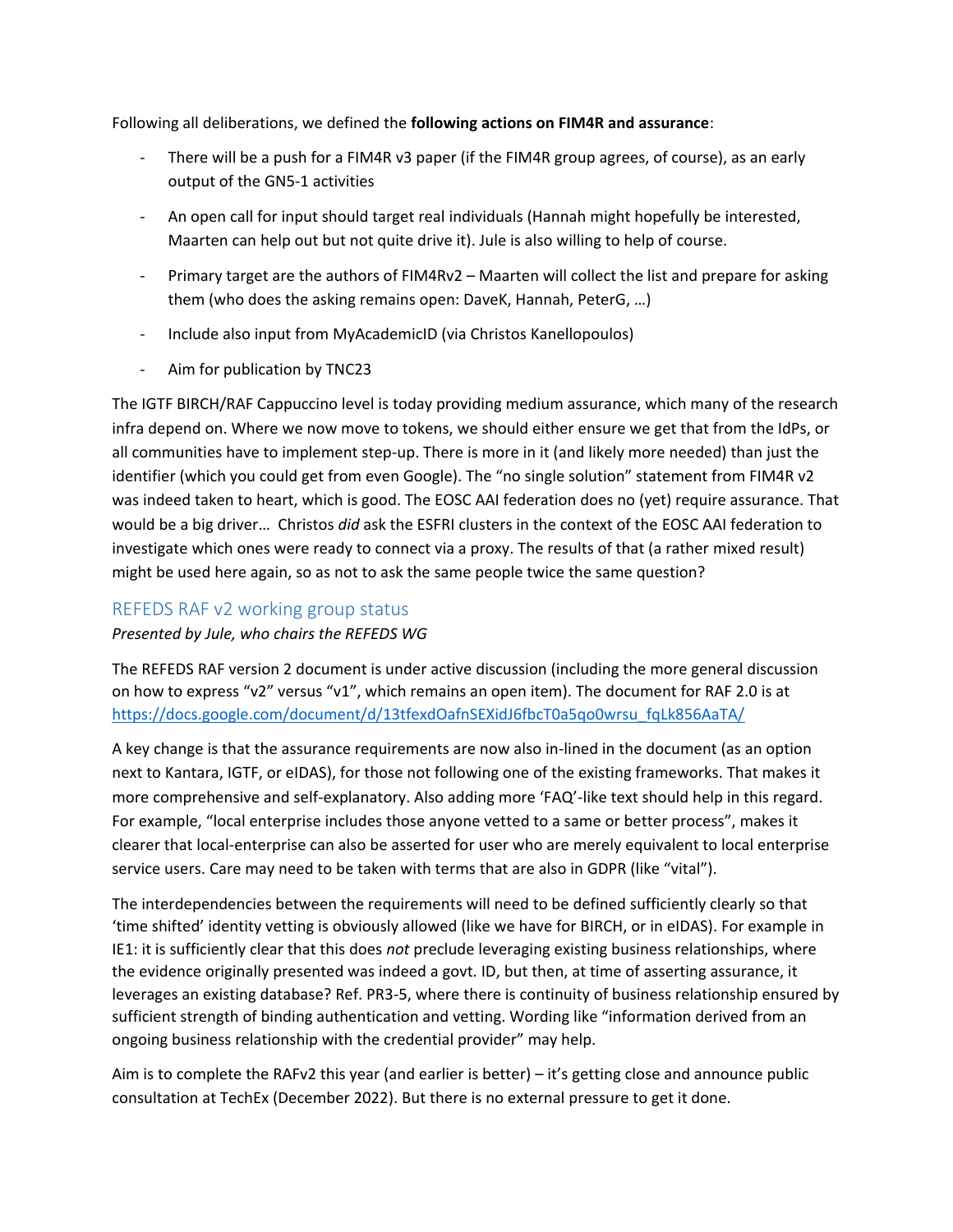Following all deliberations, we defined the **following actions on FIM4R and assurance**:

- There will be a push for a FIM4R v3 paper (if the FIM4R group agrees, of course), as an early output of the GN5-1 activities
- An open call for input should target real individuals (Hannah might hopefully be interested, Maarten can help out but not quite drive it). Jule is also willing to help of course.
- Primary target are the authors of FIM4Rv2 – Maarten will collect the list and prepare for asking them (who does the asking remains open: DaveK, Hannah, PeterG, …)
- Include also input from MyAcademicID (via Christos Kanellopoulos)
- Aim for publication by TNC23

The IGTF BIRCH/RAF Cappuccino level is today providing medium assurance, which many of the research infra depend on. Where we now move to tokens, we should either ensure we get that from the IdPs, or all communities have to implement step-up. There is more in it (and likely more needed) than just the identifier (which you could get from even Google). The "no single solution" statement from FIM4R v2 was indeed taken to heart, which is good. The EOSC AAI federation does no (yet) require assurance. That would be a big driver… Christos *did* ask the ESFRI clusters in the context of the EOSC AAI federation to investigate which ones were ready to connect via a proxy. The results of that (a rather mixed result) might be used here again, so as not to ask the same people twice the same question?

## REFEDS RAF v2 working group status

*Presented by Jule, who chairs the REFEDS WG*

The REFEDS RAF version 2 document is under active discussion (including the more general discussion on how to express "v2" versus "v1", which remains an open item). The document for RAF 2.0 is at https://docs.google.com/document/d/13tfexdOafnSEXidJ6fbcT0a5qo0wrsu_fqLk856AaTA/

A key change is that the assurance requirements are now also in-lined in the document (as an option next to Kantara, IGTF, or eIDAS), for those not following one of the existing frameworks. That makes it more comprehensive and self-explanatory. Also adding more 'FAQ'-like text should help in this regard. For example, "local enterprise includes those anyone vetted to a same or better process", makes it clearer that local-enterprise can also be asserted for user who are merely equivalent to local enterprise service users. Care may need to be taken with terms that are also in GDPR (like "vital").

The interdependencies between the requirements will need to be defined sufficiently clearly so that 'time shifted' identity vetting is obviously allowed (like we have for BIRCH, or in eIDAS). For example in IE1: it is sufficiently clear that this does *not* preclude leveraging existing business relationships, where the evidence originally presented was indeed a govt. ID, but then, at time of asserting assurance, it leverages an existing database? Ref. PR3-5, where there is continuity of business relationship ensured by sufficient strength of binding authentication and vetting. Wording like "information derived from an ongoing business relationship with the credential provider" may help.

Aim is to complete the RAFv2 this year (and earlier is better) – it's getting close and announce public consultation at TechEx (December 2022). But there is no external pressure to get it done.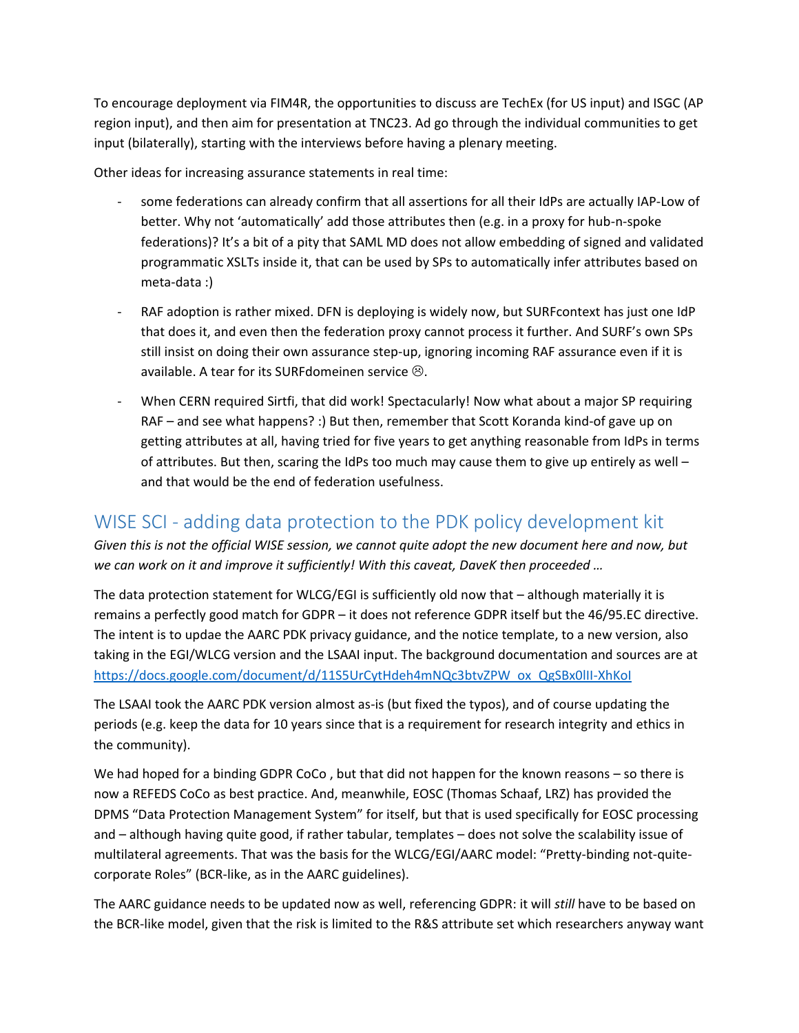To encourage deployment via FIM4R, the opportunities to discuss are TechEx (for US input) and ISGC (AP region input), and then aim for presentation at TNC23. Ad go through the individual communities to get input (bilaterally), starting with the interviews before having a plenary meeting.

Other ideas for increasing assurance statements in real time:

- some federations can already confirm that all assertions for all their IdPs are actually IAP-Low of better. Why not 'automatically' add those attributes then (e.g. in a proxy for hub-n-spoke federations)? It's a bit of a pity that SAML MD does not allow embedding of signed and validated programmatic XSLTs inside it, that can be used by SPs to automatically infer attributes based on meta-data :)
- RAF adoption is rather mixed. DFN is deploying is widely now, but SURFcontext has just one IdP that does it, and even then the federation proxy cannot process it further. And SURF's own SPs still insist on doing their own assurance step-up, ignoring incoming RAF assurance even if it is available. A tear for its SURFdomeinen service ☹.
- When CERN required Sirtfi, that did work! Spectacularly! Now what about a major SP requiring RAF – and see what happens? :) But then, remember that Scott Koranda kind-of gave up on getting attributes at all, having tried for five years to get anything reasonable from IdPs in terms of attributes. But then, scaring the IdPs too much may cause them to give up entirely as well – and that would be the end of federation usefulness.

## WISE SCI - adding data protection to the PDK policy development kit

*Given this is not the official WISE session, we cannot quite adopt the new document here and now, but we can work on it and improve it sufficiently! With this caveat, DaveK then proceeded …*

The data protection statement for WLCG/EGI is sufficiently old now that – although materially it is remains a perfectly good match for GDPR – it does not reference GDPR itself but the 46/95.EC directive. The intent is to updae the AARC PDK privacy guidance, and the notice template, to a new version, also taking in the EGI/WLCG version and the LSAAI input. The background documentation and sources are at https://docs.google.com/document/d/11S5UrCytHdeh4mNQc3btvZPW_ox_QgSBx0lII-XhKoI

The LSAAI took the AARC PDK version almost as-is (but fixed the typos), and of course updating the periods (e.g. keep the data for 10 years since that is a requirement for research integrity and ethics in the community).

We had hoped for a binding GDPR CoCo , but that did not happen for the known reasons – so there is now a REFEDS CoCo as best practice. And, meanwhile, EOSC (Thomas Schaaf, LRZ) has provided the DPMS "Data Protection Management System" for itself, but that is used specifically for EOSC processing and – although having quite good, if rather tabular, templates – does not solve the scalability issue of multilateral agreements. That was the basis for the WLCG/EGI/AARC model: "Pretty-binding not-quite-corporate Roles" (BCR-like, as in the AARC guidelines).

The AARC guidance needs to be updated now as well, referencing GDPR: it will *still* have to be based on the BCR-like model, given that the risk is limited to the R&S attribute set which researchers anyway want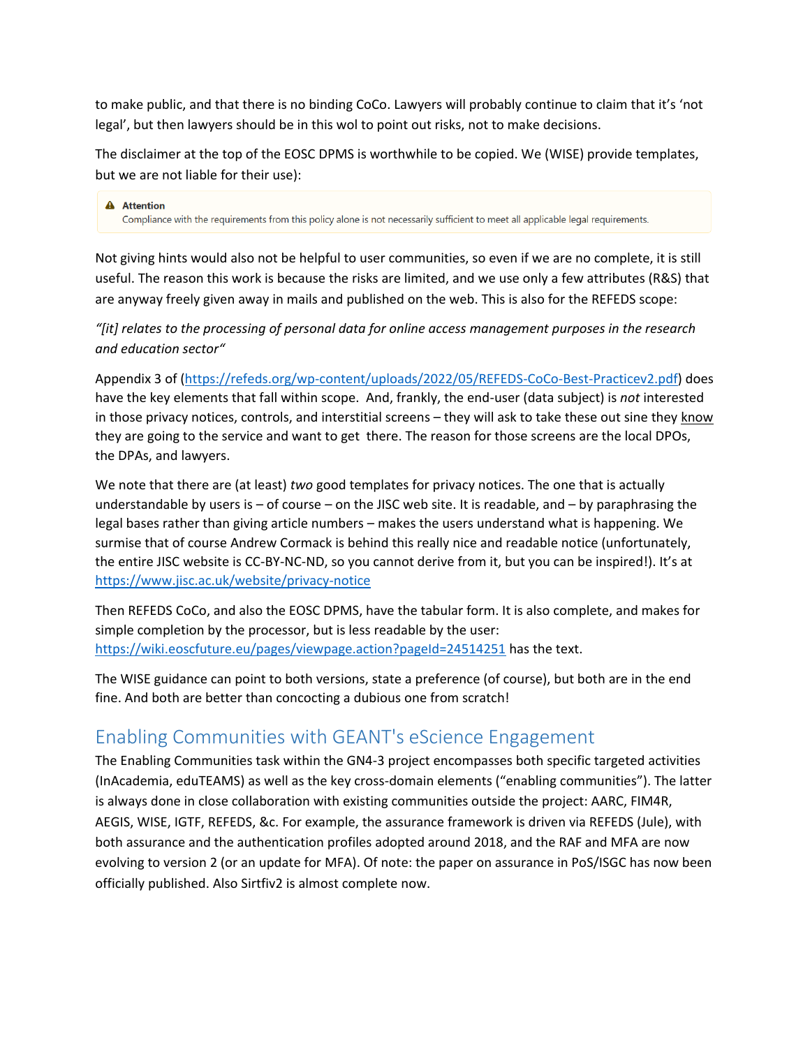to make public, and that there is no binding CoCo. Lawyers will probably continue to claim that it's 'not legal', but then lawyers should be in this wol to point out risks, not to make decisions.

The disclaimer at the top of the EOSC DPMS is worthwhile to be copied. We (WISE) provide templates, but we are not liable for their use):

> ⚠ **Attention**
> Compliance with the requirements from this policy alone is not necessarily sufficient to meet all applicable legal requirements.

Not giving hints would also not be helpful to user communities, so even if we are no complete, it is still useful. The reason this work is because the risks are limited, and we use only a few attributes (R&S) that are anyway freely given away in mails and published on the web. This is also for the REFEDS scope:

*"[it] relates to the processing of personal data for online access management purposes in the research and education sector"*

Appendix 3 of (https://refeds.org/wp-content/uploads/2022/05/REFEDS-CoCo-Best-Practicev2.pdf) does have the key elements that fall within scope. And, frankly, the end-user (data subject) is *not* interested in those privacy notices, controls, and interstitial screens – they will ask to take these out sine they know they are going to the service and want to get there. The reason for those screens are the local DPOs, the DPAs, and lawyers.

We note that there are (at least) *two* good templates for privacy notices. The one that is actually understandable by users is – of course – on the JISC web site. It is readable, and – by paraphrasing the legal bases rather than giving article numbers – makes the users understand what is happening. We surmise that of course Andrew Cormack is behind this really nice and readable notice (unfortunately, the entire JISC website is CC-BY-NC-ND, so you cannot derive from it, but you can be inspired!). It's at https://www.jisc.ac.uk/website/privacy-notice

Then REFEDS CoCo, and also the EOSC DPMS, have the tabular form. It is also complete, and makes for simple completion by the processor, but is less readable by the user: https://wiki.eoscfuture.eu/pages/viewpage.action?pageId=24514251 has the text.

The WISE guidance can point to both versions, state a preference (of course), but both are in the end fine. And both are better than concocting a dubious one from scratch!

## Enabling Communities with GEANT's eScience Engagement

The Enabling Communities task within the GN4-3 project encompasses both specific targeted activities (InAcademia, eduTEAMS) as well as the key cross-domain elements ("enabling communities"). The latter is always done in close collaboration with existing communities outside the project: AARC, FIM4R, AEGIS, WISE, IGTF, REFEDS, &c. For example, the assurance framework is driven via REFEDS (Jule), with both assurance and the authentication profiles adopted around 2018, and the RAF and MFA are now evolving to version 2 (or an update for MFA). Of note: the paper on assurance in PoS/ISGC has now been officially published. Also Sirtfiv2 is almost complete now.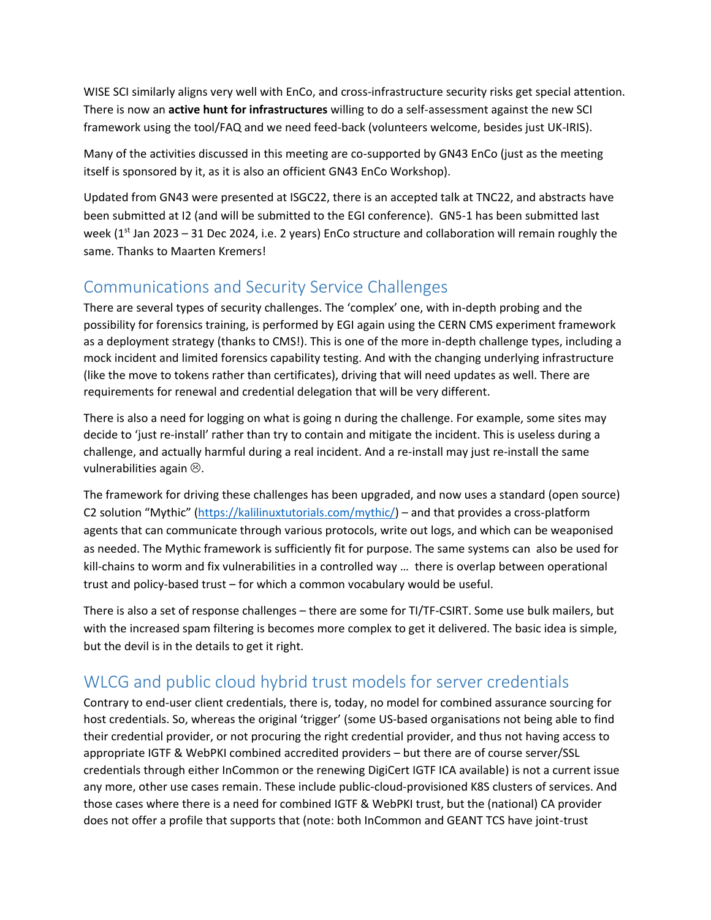WISE SCI similarly aligns very well with EnCo, and cross-infrastructure security risks get special attention. There is now an **active hunt for infrastructures** willing to do a self-assessment against the new SCI framework using the tool/FAQ and we need feed-back (volunteers welcome, besides just UK-IRIS).

Many of the activities discussed in this meeting are co-supported by GN43 EnCo (just as the meeting itself is sponsored by it, as it is also an officient GN43 EnCo Workshop).

Updated from GN43 were presented at ISGC22, there is an accepted talk at TNC22, and abstracts have been submitted at I2 (and will be submitted to the EGI conference). GN5-1 has been submitted last week (1st Jan 2023 – 31 Dec 2024, i.e. 2 years) EnCo structure and collaboration will remain roughly the same. Thanks to Maarten Kremers!

## Communications and Security Service Challenges

There are several types of security challenges. The 'complex' one, with in-depth probing and the possibility for forensics training, is performed by EGI again using the CERN CMS experiment framework as a deployment strategy (thanks to CMS!). This is one of the more in-depth challenge types, including a mock incident and limited forensics capability testing. And with the changing underlying infrastructure (like the move to tokens rather than certificates), driving that will need updates as well. There are requirements for renewal and credential delegation that will be very different.

There is also a need for logging on what is going n during the challenge. For example, some sites may decide to 'just re-install' rather than try to contain and mitigate the incident. This is useless during a challenge, and actually harmful during a real incident. And a re-install may just re-install the same vulnerabilities again ☹.

The framework for driving these challenges has been upgraded, and now uses a standard (open source) C2 solution "Mythic" (https://kalilinuxtutorials.com/mythic/) – and that provides a cross-platform agents that can communicate through various protocols, write out logs, and which can be weaponised as needed. The Mythic framework is sufficiently fit for purpose. The same systems can also be used for kill-chains to worm and fix vulnerabilities in a controlled way … there is overlap between operational trust and policy-based trust – for which a common vocabulary would be useful.

There is also a set of response challenges – there are some for TI/TF-CSIRT. Some use bulk mailers, but with the increased spam filtering is becomes more complex to get it delivered. The basic idea is simple, but the devil is in the details to get it right.

## WLCG and public cloud hybrid trust models for server credentials

Contrary to end-user client credentials, there is, today, no model for combined assurance sourcing for host credentials. So, whereas the original 'trigger' (some US-based organisations not being able to find their credential provider, or not procuring the right credential provider, and thus not having access to appropriate IGTF & WebPKI combined accredited providers – but there are of course server/SSL credentials through either InCommon or the renewing DigiCert IGTF ICA available) is not a current issue any more, other use cases remain. These include public-cloud-provisioned K8S clusters of services. And those cases where there is a need for combined IGTF & WebPKI trust, but the (national) CA provider does not offer a profile that supports that (note: both InCommon and GEANT TCS have joint-trust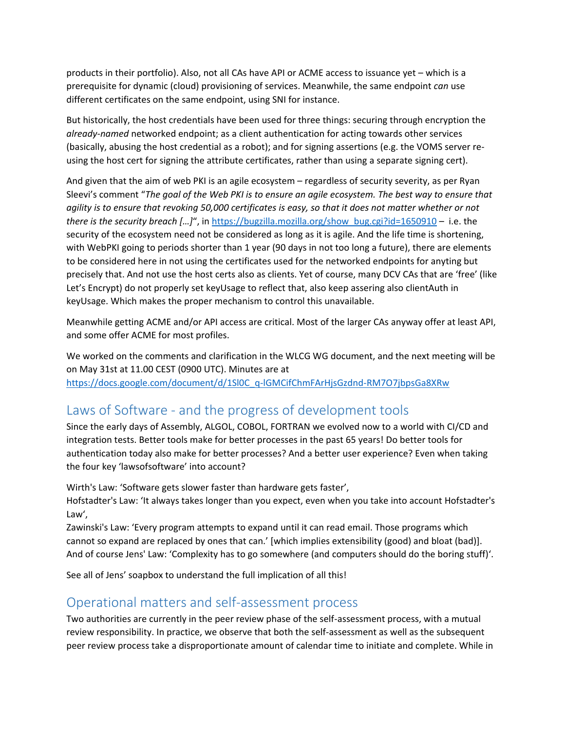products in their portfolio). Also, not all CAs have API or ACME access to issuance yet – which is a prerequisite for dynamic (cloud) provisioning of services. Meanwhile, the same endpoint *can* use different certificates on the same endpoint, using SNI for instance.

But historically, the host credentials have been used for three things: securing through encryption the *already-named* networked endpoint; as a client authentication for acting towards other services (basically, abusing the host credential as a robot); and for signing assertions (e.g. the VOMS server re-using the host cert for signing the attribute certificates, rather than using a separate signing cert).

And given that the aim of web PKI is an agile ecosystem – regardless of security severity, as per Ryan Sleevi's comment "*The goal of the Web PKI is to ensure an agile ecosystem. The best way to ensure that agility is to ensure that revoking 50,000 certificates is easy, so that it does not matter whether or not there is the security breach […]*", in https://bugzilla.mozilla.org/show_bug.cgi?id=1650910 – i.e. the security of the ecosystem need not be considered as long as it is agile. And the life time is shortening, with WebPKI going to periods shorter than 1 year (90 days in not too long a future), there are elements to be considered here in not using the certificates used for the networked endpoints for anyting but precisely that. And not use the host certs also as clients. Yet of course, many DCV CAs that are 'free' (like Let's Encrypt) do not properly set keyUsage to reflect that, also keep assering also clientAuth in keyUsage. Which makes the proper mechanism to control this unavailable.

Meanwhile getting ACME and/or API access are critical. Most of the larger CAs anyway offer at least API, and some offer ACME for most profiles.

We worked on the comments and clarification in the WLCG WG document, and the next meeting will be on May 31st at 11.00 CEST (0900 UTC). Minutes are at https://docs.google.com/document/d/1Sl0C_q-lGMCifChmFArHjsGzdnd-RM7O7jbpsGa8XRw

## Laws of Software - and the progress of development tools

Since the early days of Assembly, ALGOL, COBOL, FORTRAN we evolved now to a world with CI/CD and integration tests. Better tools make for better processes in the past 65 years! Do better tools for authentication today also make for better processes? And a better user experience? Even when taking the four key 'lawsofsoftware' into account?

Wirth's Law: 'Software gets slower faster than hardware gets faster',
Hofstadter's Law: 'It always takes longer than you expect, even when you take into account Hofstadter's Law',
Zawinski's Law: 'Every program attempts to expand until it can read email. Those programs which cannot so expand are replaced by ones that can.' [which implies extensibility (good) and bloat (bad)].
And of course Jens' Law: 'Complexity has to go somewhere (and computers should do the boring stuff)'.

See all of Jens' soapbox to understand the full implication of all this!

## Operational matters and self-assessment process

Two authorities are currently in the peer review phase of the self-assessment process, with a mutual review responsibility. In practice, we observe that both the self-assessment as well as the subsequent peer review process take a disproportionate amount of calendar time to initiate and complete. While in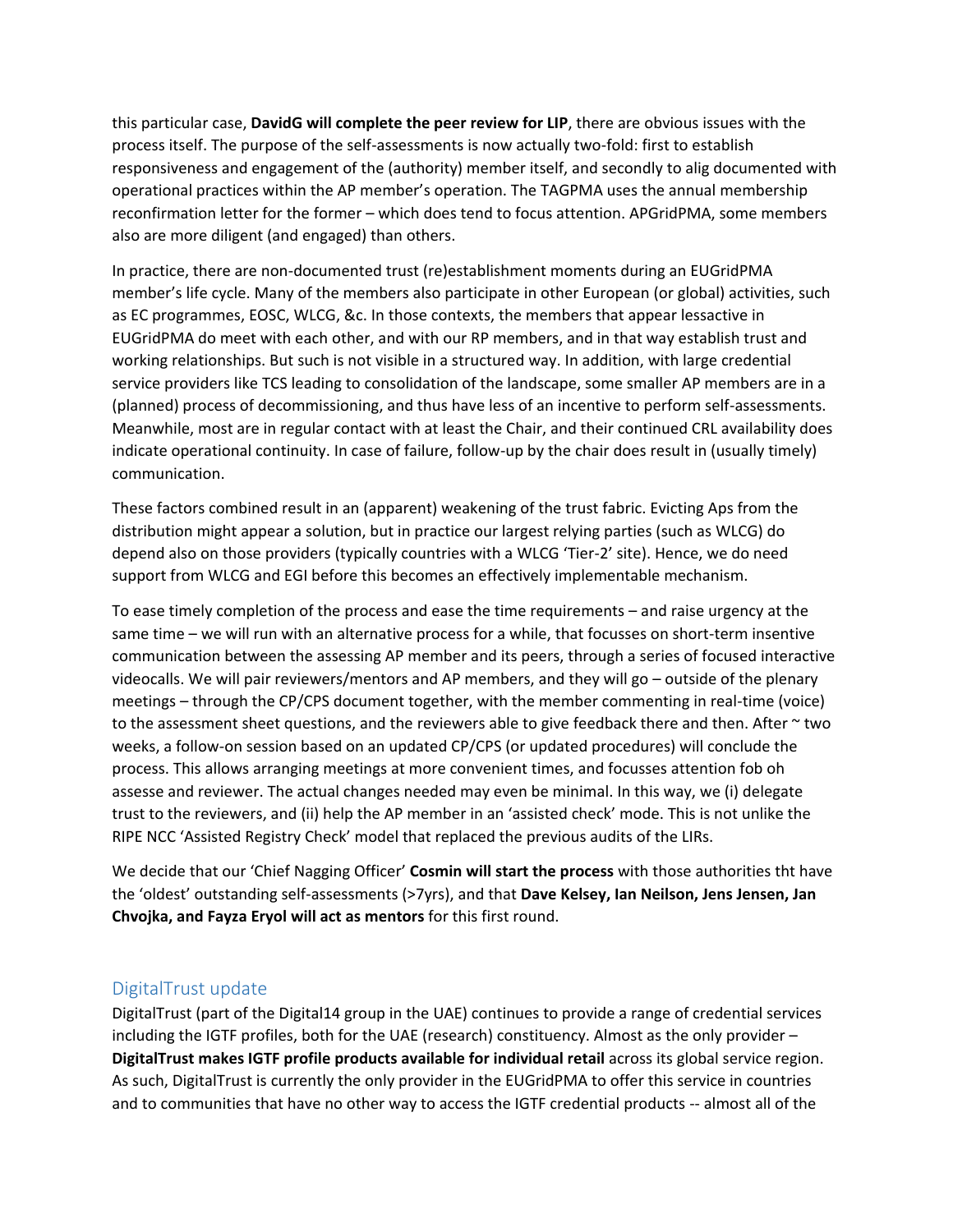this particular case, **DavidG will complete the peer review for LIP**, there are obvious issues with the process itself. The purpose of the self-assessments is now actually two-fold: first to establish responsiveness and engagement of the (authority) member itself, and secondly to alig documented with operational practices within the AP member's operation. The TAGPMA uses the annual membership reconfirmation letter for the former – which does tend to focus attention. APGridPMA, some members also are more diligent (and engaged) than others.

In practice, there are non-documented trust (re)establishment moments during an EUGridPMA member's life cycle. Many of the members also participate in other European (or global) activities, such as EC programmes, EOSC, WLCG, &c. In those contexts, the members that appear lessactive in EUGridPMA do meet with each other, and with our RP members, and in that way establish trust and working relationships. But such is not visible in a structured way. In addition, with large credential service providers like TCS leading to consolidation of the landscape, some smaller AP members are in a (planned) process of decommissioning, and thus have less of an incentive to perform self-assessments. Meanwhile, most are in regular contact with at least the Chair, and their continued CRL availability does indicate operational continuity. In case of failure, follow-up by the chair does result in (usually timely) communication.

These factors combined result in an (apparent) weakening of the trust fabric. Evicting Aps from the distribution might appear a solution, but in practice our largest relying parties (such as WLCG) do depend also on those providers (typically countries with a WLCG 'Tier-2' site). Hence, we do need support from WLCG and EGI before this becomes an effectively implementable mechanism.

To ease timely completion of the process and ease the time requirements – and raise urgency at the same time – we will run with an alternative process for a while, that focusses on short-term insentive communication between the assessing AP member and its peers, through a series of focused interactive videocalls. We will pair reviewers/mentors and AP members, and they will go – outside of the plenary meetings – through the CP/CPS document together, with the member commenting in real-time (voice) to the assessment sheet questions, and the reviewers able to give feedback there and then. After ~ two weeks, a follow-on session based on an updated CP/CPS (or updated procedures) will conclude the process. This allows arranging meetings at more convenient times, and focusses attention fob oh assesse and reviewer. The actual changes needed may even be minimal. In this way, we (i) delegate trust to the reviewers, and (ii) help the AP member in an 'assisted check' mode. This is not unlike the RIPE NCC 'Assisted Registry Check' model that replaced the previous audits of the LIRs.

We decide that our 'Chief Nagging Officer' **Cosmin will start the process** with those authorities tht have the 'oldest' outstanding self-assessments (>7yrs), and that **Dave Kelsey, Ian Neilson, Jens Jensen, Jan Chvojka, and Fayza Eryol will act as mentors** for this first round.

## DigitalTrust update

DigitalTrust (part of the Digital14 group in the UAE) continues to provide a range of credential services including the IGTF profiles, both for the UAE (research) constituency. Almost as the only provider – **DigitalTrust makes IGTF profile products available for individual retail** across its global service region. As such, DigitalTrust is currently the only provider in the EUGridPMA to offer this service in countries and to communities that have no other way to access the IGTF credential products -- almost all of the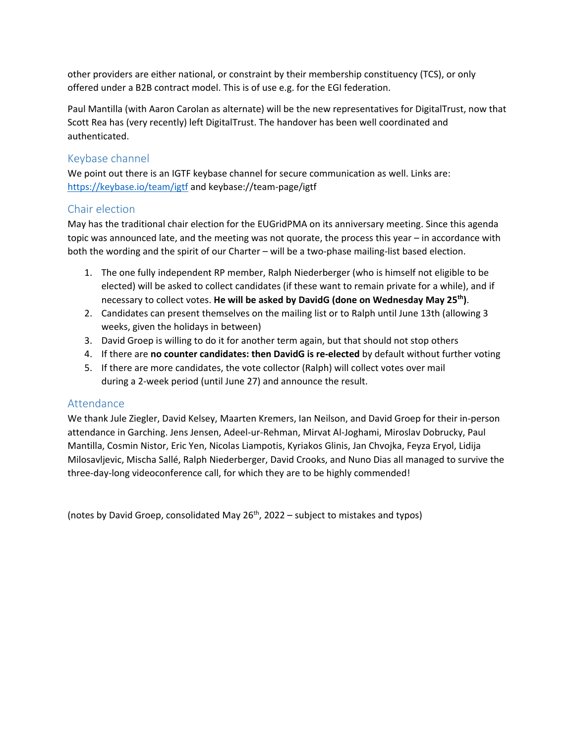other providers are either national, or constraint by their membership constituency (TCS), or only offered under a B2B contract model. This is of use e.g. for the EGI federation.

Paul Mantilla (with Aaron Carolan as alternate) will be the new representatives for DigitalTrust, now that Scott Rea has (very recently) left DigitalTrust. The handover has been well coordinated and authenticated.

## Keybase channel

We point out there is an IGTF keybase channel for secure communication as well. Links are: [https://keybase.io/team/igtf](https://keybase.io/team/igtf) and keybase://team-page/igtf

## Chair election

May has the traditional chair election for the EUGridPMA on its anniversary meeting. Since this agenda topic was announced late, and the meeting was not quorate, the process this year – in accordance with both the wording and the spirit of our Charter – will be a two-phase mailing-list based election.

1. The one fully independent RP member, Ralph Niederberger (who is himself not eligible to be elected) will be asked to collect candidates (if these want to remain private for a while), and if necessary to collect votes. **He will be asked by DavidG (done on Wednesday May 25th)**.
2. Candidates can present themselves on the mailing list or to Ralph until June 13th (allowing 3 weeks, given the holidays in between)
3. David Groep is willing to do it for another term again, but that should not stop others
4. If there are **no counter candidates: then DavidG is re-elected** by default without further voting
5. If there are more candidates, the vote collector (Ralph) will collect votes over mail during a 2-week period (until June 27) and announce the result.

## Attendance

We thank Jule Ziegler, David Kelsey, Maarten Kremers, Ian Neilson, and David Groep for their in-person attendance in Garching. Jens Jensen, Adeel-ur-Rehman, Mirvat Al-Joghami, Miroslav Dobrucky, Paul Mantilla, Cosmin Nistor, Eric Yen, Nicolas Liampotis, Kyriakos Glinis, Jan Chvojka, Feyza Eryol, Lidija Milosavljevic, Mischa Sallé, Ralph Niederberger, David Crooks, and Nuno Dias all managed to survive the three-day-long videoconference call, for which they are to be highly commended!

(notes by David Groep, consolidated May 26th, 2022 – subject to mistakes and typos)